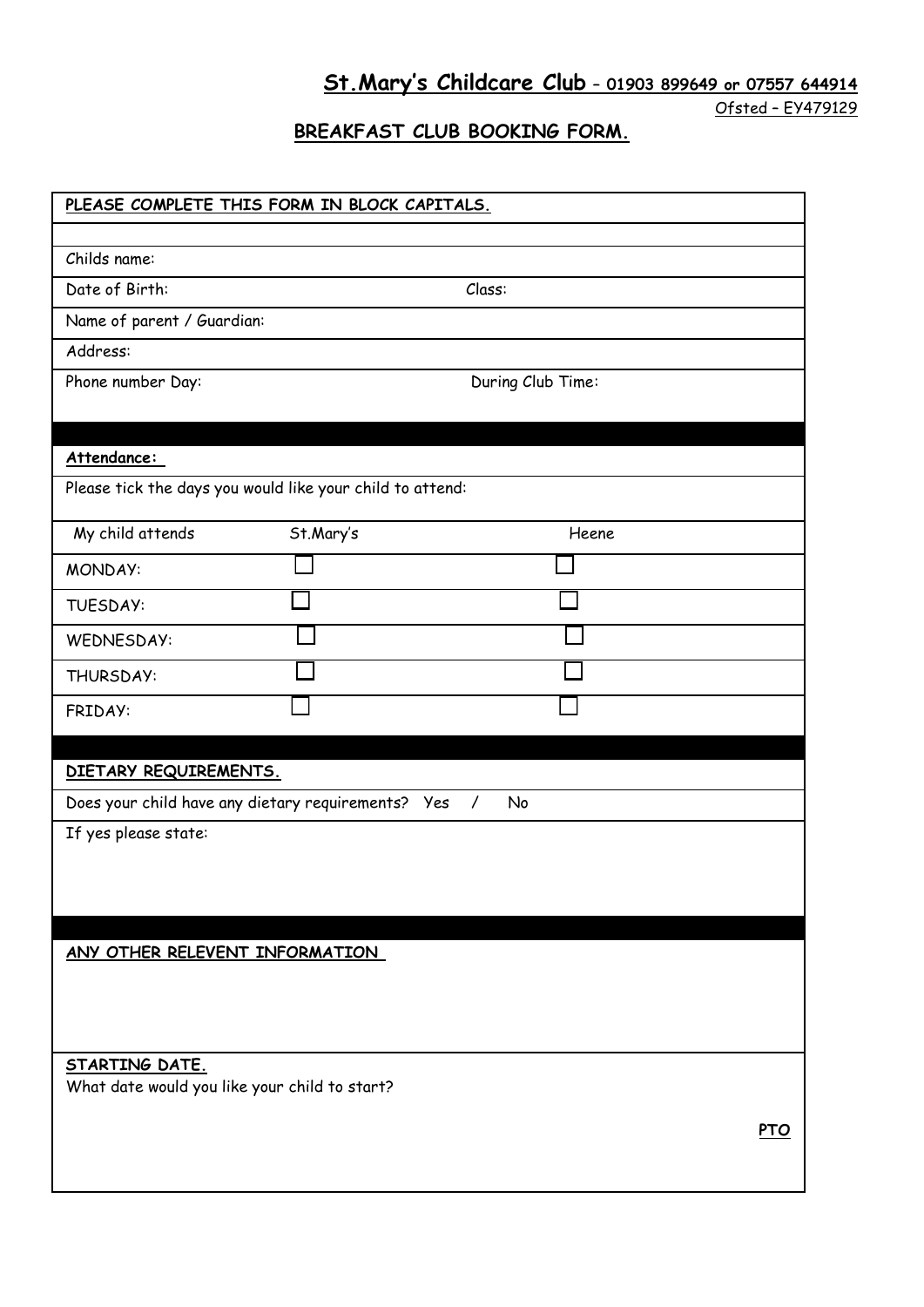## **St.Mary's Childcare Club** – **01903 899649 or 07557 644914**

Ofsted – EY479129

# BREAKFAST CLUB BOOKING FORM.

**PLEASE COMPLETE THIS FORM IN BLOCK CAPITALS.**

Childs name:

Date of Birth: Class:

Name of parent / Guardian:

Address:

Phone number Day: During Club Time:

**Attendance:**

Please tick the days you would like your child to attend:

| My child attends | St.Mary's | Heene |
|---|---|---|
| MONDAY: | ☐ | ☐ |
| TUESDAY: | ☐ | ☐ |
| WEDNESDAY: | ☐ | ☐ |
| THURSDAY: | ☐ | ☐ |
| FRIDAY: | ☐ | ☐ |

**DIETARY REQUIREMENTS.**

Does your child have any dietary requirements? Yes / No

If yes please state:

**ANY OTHER RELEVENT INFORMATION**

**STARTING DATE.**

What date would you like your child to start?

**PTO**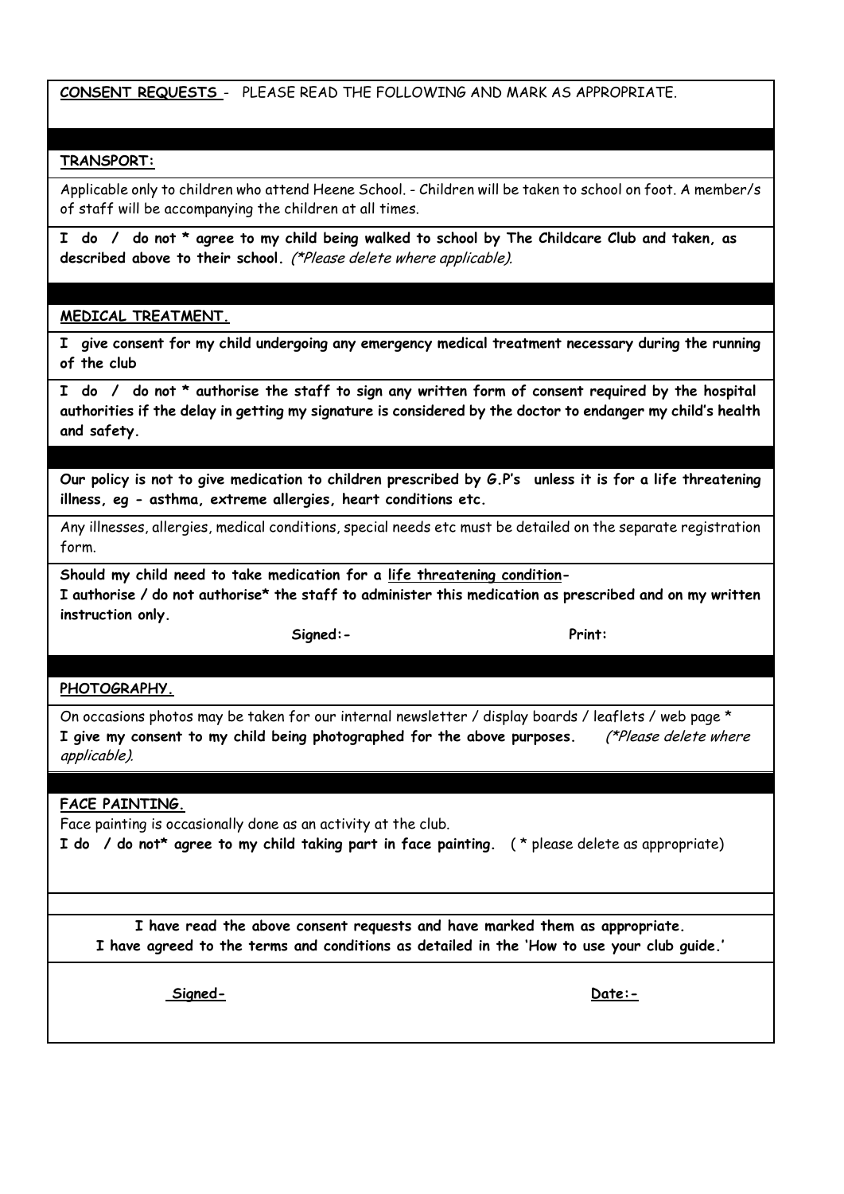**CONSENT REQUESTS** - PLEASE READ THE FOLLOWING AND MARK AS APPROPRIATE.

**TRANSPORT:**

Applicable only to children who attend Heene School. - Children will be taken to school on foot. A member/s of staff will be accompanying the children at all times.

**I do / do not * agree to my child being walked to school by The Childcare Club and taken, as described above to their school.** *(*Please delete where applicable).*

**MEDICAL TREATMENT.**

**I give consent for my child undergoing any emergency medical treatment necessary during the running of the club**

**I do / do not * authorise the staff to sign any written form of consent required by the hospital authorities if the delay in getting my signature is considered by the doctor to endanger my child's health and safety.**

**Our policy is not to give medication to children prescribed by G.P's unless it is for a life threatening illness, eg - asthma, extreme allergies, heart conditions etc.**

Any illnesses, allergies, medical conditions, special needs etc must be detailed on the separate registration form.

**Should my child need to take medication for a life threatening condition-**
**I authorise / do not authorise* the staff to administer this medication as prescribed and on my written instruction only.**

**Signed:-** **Print:**

**PHOTOGRAPHY.**

On occasions photos may be taken for our internal newsletter / display boards / leaflets / web page *
**I give my consent to my child being photographed for the above purposes.** *(*Please delete where applicable).*

**FACE PAINTING.**

Face painting is occasionally done as an activity at the club.
**I do / do not* agree to my child taking part in face painting.** ( * please delete as appropriate)

**I have read the above consent requests and have marked them as appropriate.**
**I have agreed to the terms and conditions as detailed in the 'How to use your club guide.'**

**Signed-** **Date:-**